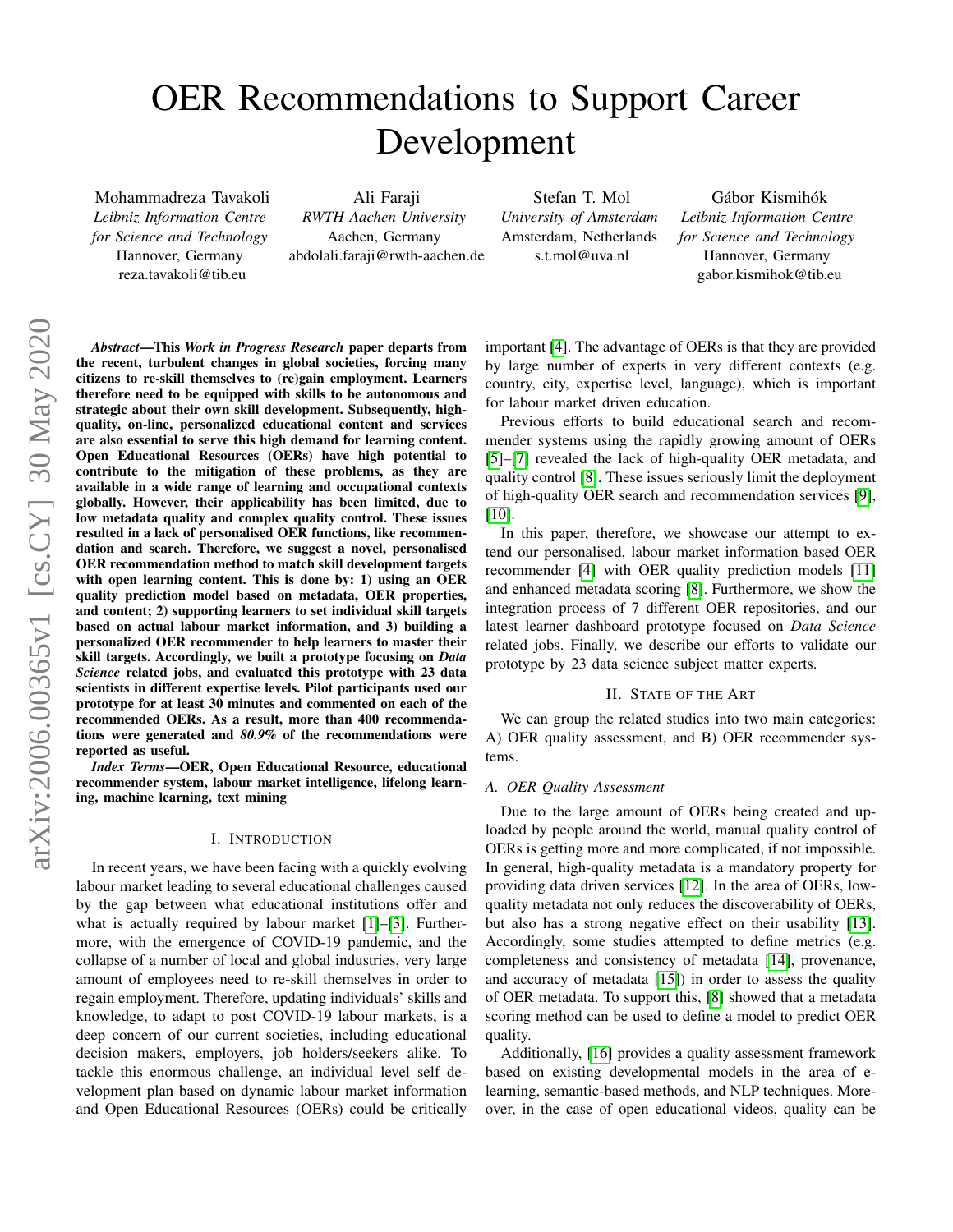# OER Recommendations to Support Career Development

Mohammadreza Tavakoli
*Leibniz Information Centre for Science and Technology*
Hannover, Germany
reza.tavakoli@tib.eu

Ali Faraji
*RWTH Aachen University*
Aachen, Germany
abdolali.faraji@rwth-aachen.de

Stefan T. Mol
*University of Amsterdam*
Amsterdam, Netherlands
s.t.mol@uva.nl

Gábor Kismihók
*Leibniz Information Centre for Science and Technology*
Hannover, Germany
gabor.kismihok@tib.eu

***Abstract*—This *Work in Progress Research* paper departs from the recent, turbulent changes in global societies, forcing many citizens to re-skill themselves to (re)gain employment. Learners therefore need to be equipped with skills to be autonomous and strategic about their own skill development. Subsequently, high-quality, on-line, personalized educational content and services are also essential to serve this high demand for learning content. Open Educational Resources (OERs) have high potential to contribute to the mitigation of these problems, as they are available in a wide range of learning and occupational contexts globally. However, their applicability has been limited, due to low metadata quality and complex quality control. These issues resulted in a lack of personalised OER functions, like recommendation and search. Therefore, we suggest a novel, personalised OER recommendation method to match skill development targets with open learning content. This is done by: 1) using an OER quality prediction model based on metadata, OER properties, and content; 2) supporting learners to set individual skill targets based on actual labour market information, and 3) building a personalized OER recommender to help learners to master their skill targets. Accordingly, we built a prototype focusing on *Data Science* related jobs, and evaluated this prototype with 23 data scientists in different expertise levels. Pilot participants used our prototype for at least 30 minutes and commented on each of the recommended OERs. As a result, more than 400 recommendations were generated and *80.9%* of the recommendations were reported as useful.**

***Index Terms*—OER, Open Educational Resource, educational recommender system, labour market intelligence, lifelong learning, machine learning, text mining**

## I. Introduction

In recent years, we have been facing with a quickly evolving labour market leading to several educational challenges caused by the gap between what educational institutions offer and what is actually required by labour market [1]–[3]. Furthermore, with the emergence of COVID-19 pandemic, and the collapse of a number of local and global industries, very large amount of employees need to re-skill themselves in order to regain employment. Therefore, updating individuals' skills and knowledge, to adapt to post COVID-19 labour markets, is a deep concern of our current societies, including educational decision makers, employers, job holders/seekers alike. To tackle this enormous challenge, an individual level self development plan based on dynamic labour market information and Open Educational Resources (OERs) could be critically important [4]. The advantage of OERs is that they are provided by large number of experts in very different contexts (e.g. country, city, expertise level, language), which is important for labour market driven education.

Previous efforts to build educational search and recommender systems using the rapidly growing amount of OERs [5]–[7] revealed the lack of high-quality OER metadata, and quality control [8]. These issues seriously limit the deployment of high-quality OER search and recommendation services [9], [10].

In this paper, therefore, we showcase our attempt to extend our personalised, labour market information based OER recommender [4] with OER quality prediction models [11] and enhanced metadata scoring [8]. Furthermore, we show the integration process of 7 different OER repositories, and our latest learner dashboard prototype focused on *Data Science* related jobs. Finally, we describe our efforts to validate our prototype by 23 data science subject matter experts.

## II. State of the Art

We can group the related studies into two main categories: A) OER quality assessment, and B) OER recommender systems.

### A. OER Quality Assessment

Due to the large amount of OERs being created and uploaded by people around the world, manual quality control of OERs is getting more and more complicated, if not impossible. In general, high-quality metadata is a mandatory property for providing data driven services [12]. In the area of OERs, low-quality metadata not only reduces the discoverability of OERs, but also has a strong negative effect on their usability [13]. Accordingly, some studies attempted to define metrics (e.g. completeness and consistency of metadata [14], provenance, and accuracy of metadata [15]) in order to assess the quality of OER metadata. To support this, [8] showed that a metadata scoring method can be used to define a model to predict OER quality.

Additionally, [16] provides a quality assessment framework based on existing developmental models in the area of e-learning, semantic-based methods, and NLP techniques. Moreover, in the case of open educational videos, quality can be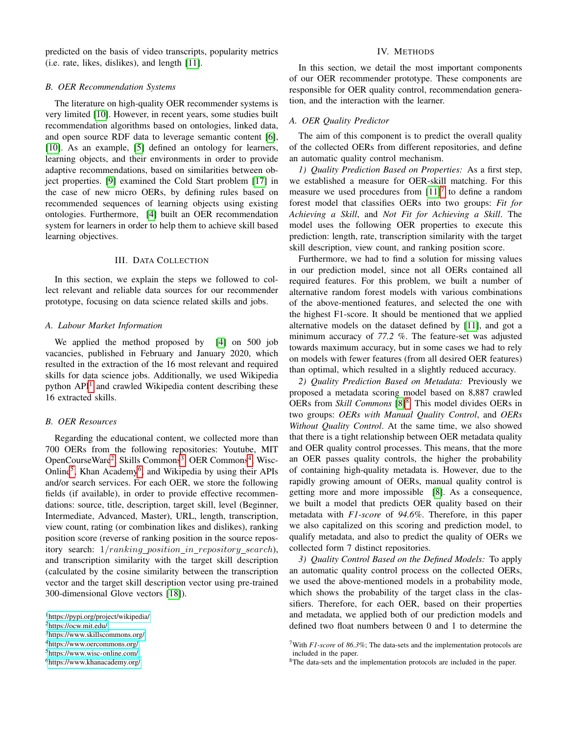predicted on the basis of video transcripts, popularity metrics (i.e. rate, likes, dislikes), and length [11].

### B. OER Recommendation Systems

The literature on high-quality OER recommender systems is very limited [10]. However, in recent years, some studies built recommendation algorithms based on ontologies, linked data, and open source RDF data to leverage semantic content [6], [10]. As an example, [5] defined an ontology for learners, learning objects, and their environments in order to provide adaptive recommendations, based on similarities between object properties. [9] examined the Cold Start problem [17] in the case of new micro OERs, by defining rules based on recommended sequences of learning objects using existing ontologies. Furthermore, [4] built an OER recommendation system for learners in order to help them to achieve skill based learning objectives.

## III. Data Collection

In this section, we explain the steps we followed to collect relevant and reliable data sources for our recommender prototype, focusing on data science related skills and jobs.

### A. Labour Market Information

We applied the method proposed by [4] on 500 job vacancies, published in February and January 2020, which resulted in the extraction of the 16 most relevant and required skills for data science jobs. Additionally, we used Wikipedia python API[1] and crawled Wikipedia content describing these 16 extracted skills.

### B. OER Resources

Regarding the educational content, we collected more than 700 OERs from the following repositories: Youtube, MIT OpenCourseWare[2], Skills Commons[3], OER Commons[4], Wisc-Online[5], Khan Academy[6], and Wikipedia by using their APIs and/or search services. For each OER, we store the following fields (if available), in order to provide effective recommendations: source, title, description, target skill, level (Beginner, Intermediate, Advanced, Master), URL, length, transcription, view count, rating (or combination likes and dislikes), ranking position score (reverse of ranking position in the source repository search: $1/ranking\_position\_in\_repository\_search$), and transcription similarity with the target skill description (calculated by the cosine similarity between the transcription vector and the target skill description vector using pre-trained 300-dimensional Glove vectors [18]).

[1] https://pypi.org/project/wikipedia/
[2] https://ocw.mit.edu/
[3] https://www.skillscommons.org/
[4] https://www.oercommons.org/
[5] https://www.wisc-online.com/
[6] https://www.khanacademy.org/

## IV. Methods

In this section, we detail the most important components of our OER recommender prototype. These components are responsible for OER quality control, recommendation generation, and the interaction with the learner.

### A. OER Quality Predictor

The aim of this component is to predict the overall quality of the collected OERs from different repositories, and define an automatic quality control mechanism.

*1) Quality Prediction Based on Properties:* As a first step, we established a measure for OER-skill matching. For this measure we used procedures from [11][7] to define a random forest model that classifies OERs into two groups: *Fit for Achieving a Skill*, and *Not Fit for Achieving a Skill*. The model uses the following OER properties to execute this prediction: length, rate, transcription similarity with the target skill description, view count, and ranking position score.

Furthermore, we had to find a solution for missing values in our prediction model, since not all OERs contained all required features. For this problem, we built a number of alternative random forest models with various combinations of the above-mentioned features, and selected the one with the highest F1-score. It should be mentioned that we applied alternative models on the dataset defined by [11], and got a minimum accuracy of *77.2 %*. The feature-set was adjusted towards maximum accuracy, but in some cases we had to rely on models with fewer features (from all desired OER features) than optimal, which resulted in a slightly reduced accuracy.

*2) Quality Prediction Based on Metadata:* Previously we proposed a metadata scoring model based on 8,887 crawled OERs from *Skill Commons* [8][8]. This model divides OERs in two groups: *OERs with Manual Quality Control*, and *OERs Without Quality Control*. At the same time, we also showed that there is a tight relationship between OER metadata quality and OER quality control processes. This means, that the more an OER passes quality controls, the higher the probability of containing high-quality metadata is. However, due to the rapidly growing amount of OERs, manual quality control is getting more and more impossible [8]. As a consequence, we built a model that predicts OER quality based on their metadata with *F1-score* of *94.6%*. Therefore, in this paper we also capitalized on this scoring and prediction model, to qualify metadata, and also to predict the quality of OERs we collected form 7 distinct repositories.

*3) Quality Control Based on the Defined Models:* To apply an automatic quality control process on the collected OERs, we used the above-mentioned models in a probability mode, which shows the probability of the target class in the classifiers. Therefore, for each OER, based on their properties and metadata, we applied both of our prediction models and defined two float numbers between 0 and 1 to determine the

[7] With *F1-score* of *86.3%*; The data-sets and the implementation protocols are included in the paper.
[8] The data-sets and the implementation protocols are included in the paper.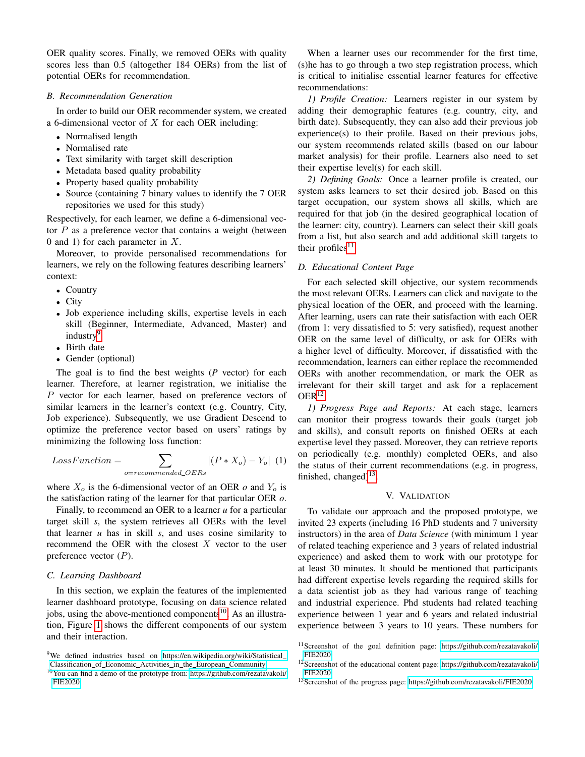OER quality scores. Finally, we removed OERs with quality scores less than 0.5 (altogether 184 OERs) from the list of potential OERs for recommendation.

### B. Recommendation Generation

In order to build our OER recommender system, we created a 6-dimensional vector of $X$ for each OER including:

- Normalised length
- Normalised rate
- Text similarity with target skill description
- Metadata based quality probability
- Property based quality probability
- Source (containing 7 binary values to identify the 7 OER repositories we used for this study)

Respectively, for each learner, we define a 6-dimensional vector $P$ as a preference vector that contains a weight (between 0 and 1) for each parameter in $X$.

Moreover, to provide personalised recommendations for learners, we rely on the following features describing learners' context:

- Country
- City
- Job experience including skills, expertise levels in each skill (Beginner, Intermediate, Advanced, Master) and industry[9]
- Birth date
- Gender (optional)

The goal is to find the best weights ($P$ vector) for each learner. Therefore, at learner registration, we initialise the $P$ vector for each learner, based on preference vectors of similar learners in the learner's context (e.g. Country, City, Job experience). Subsequently, we use Gradient Descend to optimize the preference vector based on users' ratings by minimizing the following loss function:

$$LossFunction = \sum_{o=recommended\_OERs} |(P * X_o) - Y_o| \quad (1)$$

where $X_o$ is the 6-dimensional vector of an OER $o$ and $Y_o$ is the satisfaction rating of the learner for that particular OER $o$.

Finally, to recommend an OER to a learner $u$ for a particular target skill $s$, the system retrieves all OERs with the level that learner $u$ has in skill $s$, and uses cosine similarity to recommend the OER with the closest $X$ vector to the user preference vector ($P$).

### C. Learning Dashboard

In this section, we explain the features of the implemented learner dashboard prototype, focusing on data science related jobs, using the above-mentioned components[10]. As an illustration, Figure 1 shows the different components of our system and their interaction.

When a learner uses our recommender for the first time, (s)he has to go through a two step registration process, which is critical to initialise essential learner features for effective recommendations:

*1) Profile Creation:* Learners register in our system by adding their demographic features (e.g. country, city, and birth date). Subsequently, they can also add their previous job experience(s) to their profile. Based on their previous jobs, our system recommends related skills (based on our labour market analysis) for their profile. Learners also need to set their expertise level(s) for each skill.

*2) Defining Goals:* Once a learner profile is created, our system asks learners to set their desired job. Based on this target occupation, our system shows all skills, which are required for that job (in the desired geographical location of the learner: city, country). Learners can select their skill goals from a list, but also search and add additional skill targets to their profiles[11].

### D. Educational Content Page

For each selected skill objective, our system recommends the most relevant OERs. Learners can click and navigate to the physical location of the OER, and proceed with the learning. After learning, users can rate their satisfaction with each OER (from 1: very dissatisfied to 5: very satisfied), request another OER on the same level of difficulty, or ask for OERs with a higher level of difficulty. Moreover, if dissatisfied with the recommendation, learners can either replace the recommended OERs with another recommendation, or mark the OER as irrelevant for their skill target and ask for a replacement OER[12].

*1) Progress Page and Reports:* At each stage, learners can monitor their progress towards their goals (target job and skills), and consult reports on finished OERs at each expertise level they passed. Moreover, they can retrieve reports on periodically (e.g. monthly) completed OERs, and also the status of their current recommendations (e.g. in progress, finished, changed)[13].

## V. Validation

To validate our approach and the proposed prototype, we invited 23 experts (including 16 PhD students and 7 university instructors) in the area of *Data Science* (with minimum 1 year of related teaching experience and 3 years of related industrial experience) and asked them to work with our prototype for at least 30 minutes. It should be mentioned that participants had different expertise levels regarding the required skills for a data scientist job as they had various range of teaching and industrial experience. Phd students had related teaching experience between 1 year and 6 years and related industrial experience between 3 years to 10 years. These numbers for

---

[9] We defined industries based on https://en.wikipedia.org/wiki/Statistical_Classification_of_Economic_Activities_in_the_European_Community

[10] You can find a demo of the prototype from: https://github.com/rezatavakoli/FIE2020

[11] Screenshot of the goal definition page: https://github.com/rezatavakoli/FIE2020

[12] Screenshot of the educational content page: https://github.com/rezatavakoli/FIE2020

[13] Screenshot of the progress page: https://github.com/rezatavakoli/FIE2020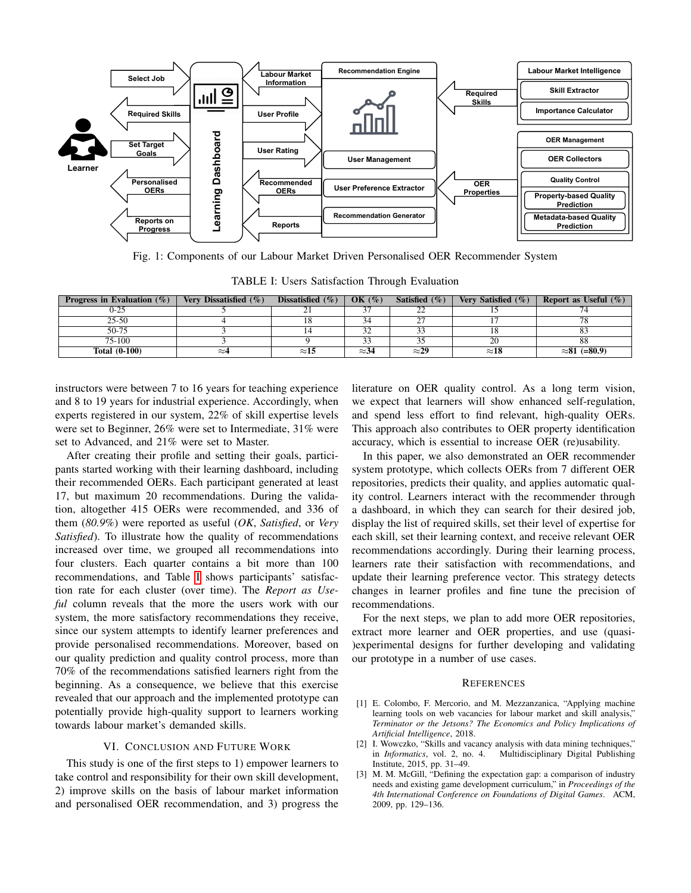Fig. 1: Components of our Labour Market Driven Personalised OER Recommender System

TABLE I: Users Satisfaction Through Evaluation

| Progress in Evaluation (%) | Very Dissatisfied (%) | Dissatisfied (%) | OK (%) | Satisfied (%) | Very Satisfied (%) | Report as Useful (%) |
|---|---|---|---|---|---|---|
| 0-25 | 5 | 21 | 37 | 22 | 15 | 74 |
| 25-50 | 4 | 18 | 34 | 27 | 17 | 78 |
| 50-75 | 3 | 14 | 32 | 33 | 18 | 83 |
| 75-100 | 3 | 9 | 33 | 35 | 20 | 88 |
| **Total (0-100)** | **≈4** | **≈15** | **≈34** | **≈29** | **≈18** | **≈81 (=80.9)** |

instructors were between 7 to 16 years for teaching experience and 8 to 19 years for industrial experience. Accordingly, when experts registered in our system, 22% of skill expertise levels were set to Beginner, 26% were set to Intermediate, 31% were set to Advanced, and 21% were set to Master.

After creating their profile and setting their goals, participants started working with their learning dashboard, including their recommended OERs. Each participant generated at least 17, but maximum 20 recommendations. During the validation, altogether 415 OERs were recommended, and 336 of them (*80.9%*) were reported as useful (*OK*, *Satisfied*, or *Very Satisfied*). To illustrate how the quality of recommendations increased over time, we grouped all recommendations into four clusters. Each quarter contains a bit more than 100 recommendations, and Table I shows participants' satisfaction rate for each cluster (over time). The *Report as Useful* column reveals that the more the users work with our system, the more satisfactory recommendations they receive, since our system attempts to identify learner preferences and provide personalised recommendations. Moreover, based on our quality prediction and quality control process, more than 70% of the recommendations satisfied learners right from the beginning. As a consequence, we believe that this exercise revealed that our approach and the implemented prototype can potentially provide high-quality support to learners working towards labour market's demanded skills.

## VI. Conclusion and Future Work

This study is one of the first steps to 1) empower learners to take control and responsibility for their own skill development, 2) improve skills on the basis of labour market information and personalised OER recommendation, and 3) progress the literature on OER quality control. As a long term vision, we expect that learners will show enhanced self-regulation, and spend less effort to find relevant, high-quality OERs. This approach also contributes to OER property identification accuracy, which is essential to increase OER (re)usability.

In this paper, we also demonstrated an OER recommender system prototype, which collects OERs from 7 different OER repositories, predicts their quality, and applies automatic quality control. Learners interact with the recommender through a dashboard, in which they can search for their desired job, display the list of required skills, set their level of expertise for each skill, set their learning context, and receive relevant OER recommendations accordingly. During their learning process, learners rate their satisfaction with recommendations, and update their learning preference vector. This strategy detects changes in learner profiles and fine tune the precision of recommendations.

For the next steps, we plan to add more OER repositories, extract more learner and OER properties, and use (quasi-)experimental designs for further developing and validating our prototype in a number of use cases.

## References

[1] E. Colombo, F. Mercorio, and M. Mezzanzanica, "Applying machine learning tools on web vacancies for labour market and skill analysis," *Terminator or the Jetsons? The Economics and Policy Implications of Artificial Intelligence*, 2018.

[2] I. Wowczko, "Skills and vacancy analysis with data mining techniques," in *Informatics*, vol. 2, no. 4. Multidisciplinary Digital Publishing Institute, 2015, pp. 31–49.

[3] M. M. McGill, "Defining the expectation gap: a comparison of industry needs and existing game development curriculum," in *Proceedings of the 4th International Conference on Foundations of Digital Games*. ACM, 2009, pp. 129–136.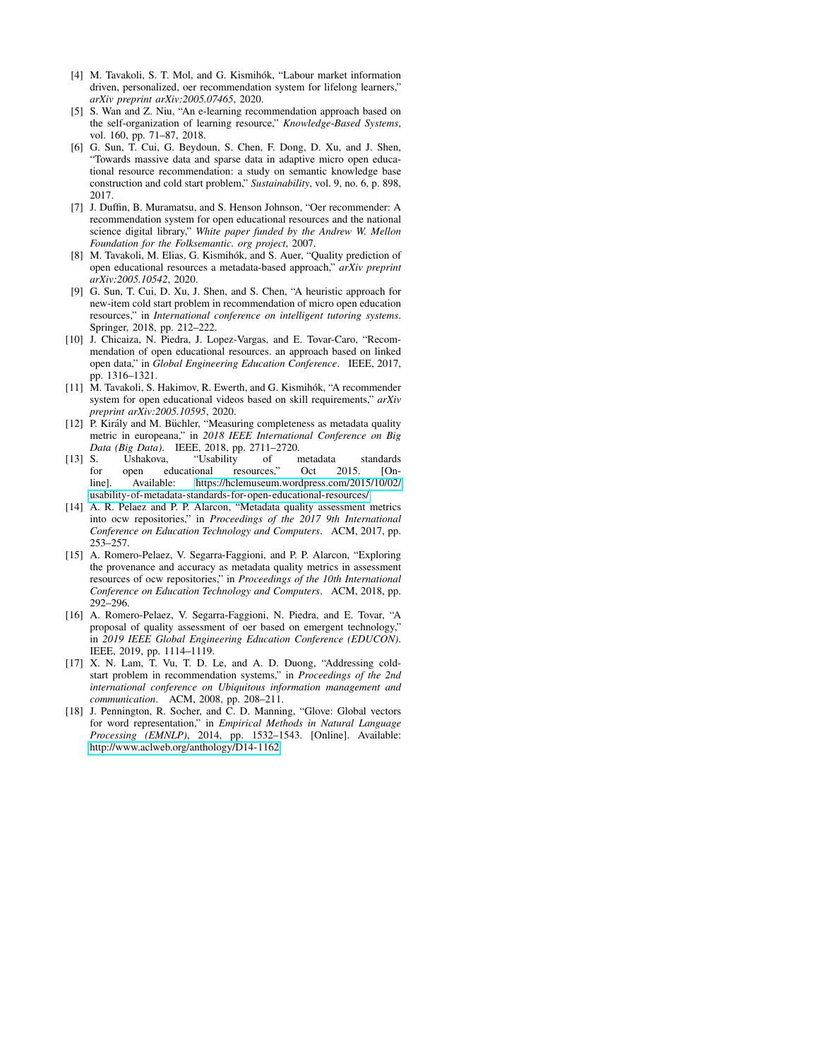[4] M. Tavakoli, S. T. Mol, and G. Kismihók, "Labour market information driven, personalized, oer recommendation system for lifelong learners," *arXiv preprint arXiv:2005.07465*, 2020.

[5] S. Wan and Z. Niu, "An e-learning recommendation approach based on the self-organization of learning resource," *Knowledge-Based Systems*, vol. 160, pp. 71–87, 2018.

[6] G. Sun, T. Cui, G. Beydoun, S. Chen, F. Dong, D. Xu, and J. Shen, "Towards massive data and sparse data in adaptive micro open educational resource recommendation: a study on semantic knowledge base construction and cold start problem," *Sustainability*, vol. 9, no. 6, p. 898, 2017.

[7] J. Duffin, B. Muramatsu, and S. Henson Johnson, "Oer recommender: A recommendation system for open educational resources and the national science digital library," *White paper funded by the Andrew W. Mellon Foundation for the Folksemantic. org project*, 2007.

[8] M. Tavakoli, M. Elias, G. Kismihók, and S. Auer, "Quality prediction of open educational resources a metadata-based approach," *arXiv preprint arXiv:2005.10542*, 2020.

[9] G. Sun, T. Cui, D. Xu, J. Shen, and S. Chen, "A heuristic approach for new-item cold start problem in recommendation of micro open education resources," in *International conference on intelligent tutoring systems*. Springer, 2018, pp. 212–222.

[10] J. Chicaiza, N. Piedra, J. Lopez-Vargas, and E. Tovar-Caro, "Recommendation of open educational resources. an approach based on linked open data," in *Global Engineering Education Conference*. IEEE, 2017, pp. 1316–1321.

[11] M. Tavakoli, S. Hakimov, R. Ewerth, and G. Kismihók, "A recommender system for open educational videos based on skill requirements," *arXiv preprint arXiv:2005.10595*, 2020.

[12] P. Király and M. Büchler, "Measuring completeness as metadata quality metric in europeana," in *2018 IEEE International Conference on Big Data (Big Data)*. IEEE, 2018, pp. 2711–2720.

[13] S. Ushakova, "Usability of metadata standards for open educational resources," Oct 2015. [Online]. Available: https://hclemuseum.wordpress.com/2015/10/02/usability-of-metadata-standards-for-open-educational-resources/

[14] A. R. Pelaez and P. P. Alarcon, "Metadata quality assessment metrics into ocw repositories," in *Proceedings of the 2017 9th International Conference on Education Technology and Computers*. ACM, 2017, pp. 253–257.

[15] A. Romero-Pelaez, V. Segarra-Faggioni, and P. P. Alarcon, "Exploring the provenance and accuracy as metadata quality metrics in assessment resources of ocw repositories," in *Proceedings of the 10th International Conference on Education Technology and Computers*. ACM, 2018, pp. 292–296.

[16] A. Romero-Pelaez, V. Segarra-Faggioni, N. Piedra, and E. Tovar, "A proposal of quality assessment of oer based on emergent technology," in *2019 IEEE Global Engineering Education Conference (EDUCON)*. IEEE, 2019, pp. 1114–1119.

[17] X. N. Lam, T. Vu, T. D. Le, and A. D. Duong, "Addressing cold-start problem in recommendation systems," in *Proceedings of the 2nd international conference on Ubiquitous information management and communication*. ACM, 2008, pp. 208–211.

[18] J. Pennington, R. Socher, and C. D. Manning, "Glove: Global vectors for word representation," in *Empirical Methods in Natural Language Processing (EMNLP)*, 2014, pp. 1532–1543. [Online]. Available: http://www.aclweb.org/anthology/D14-1162